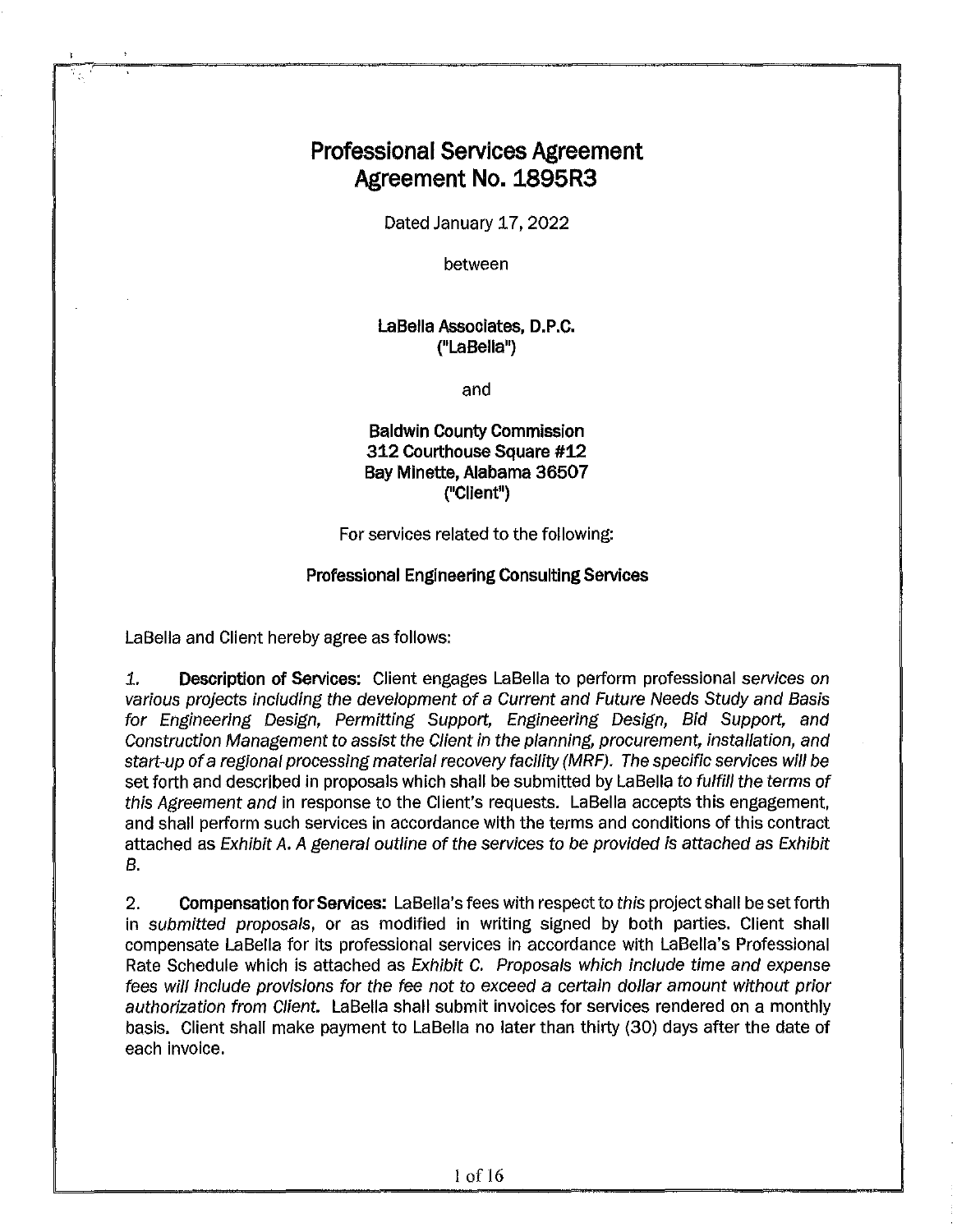# Professional Services Agreement
# Agreement No. 1895R3

Dated January 17, 2022

between

**LaBella Associates, D.P.C.**
**("LaBella")**

and

**Baldwin County Commission**
**312 Courthouse Square #12**
**Bay Minette, Alabama 36507**
**("Client")**

For services related to the following:

**Professional Engineering Consulting Services**

LaBella and Client hereby agree as follows:

*1.* **Description of Services:** Client engages LaBella to perform professional *services on various projects including the development of a Current and Future Needs Study and Basis for Engineering Design, Permitting Support, Engineering Design, Bid Support, and Construction Management to assist the Client in the planning, procurement, installation, and start-up of a regional processing material recovery facility (MRF). The specific services will be* set forth and described in proposals which shall be submitted by LaBella *to fulfill the terms of this Agreement and* in response to the Client's requests. LaBella accepts this engagement, and shall perform such services in accordance with the terms and conditions of this contract attached as *Exhibit A. A general outline of the services to be provided is attached as Exhibit B.*

2. **Compensation for Services:** LaBella's fees with respect to *this* project shall be set forth in *submitted proposals*, or as modified in writing signed by both parties. Client shall compensate LaBella for its professional services in accordance with LaBella's Professional Rate Schedule which is attached as *Exhibit C. Proposals which include time and expense fees will include provisions for the fee not to exceed a certain dollar amount without prior authorization from Client.* LaBella shall submit invoices for services rendered on a monthly basis. Client shall make payment to LaBella no later than thirty (30) days after the date of each invoice.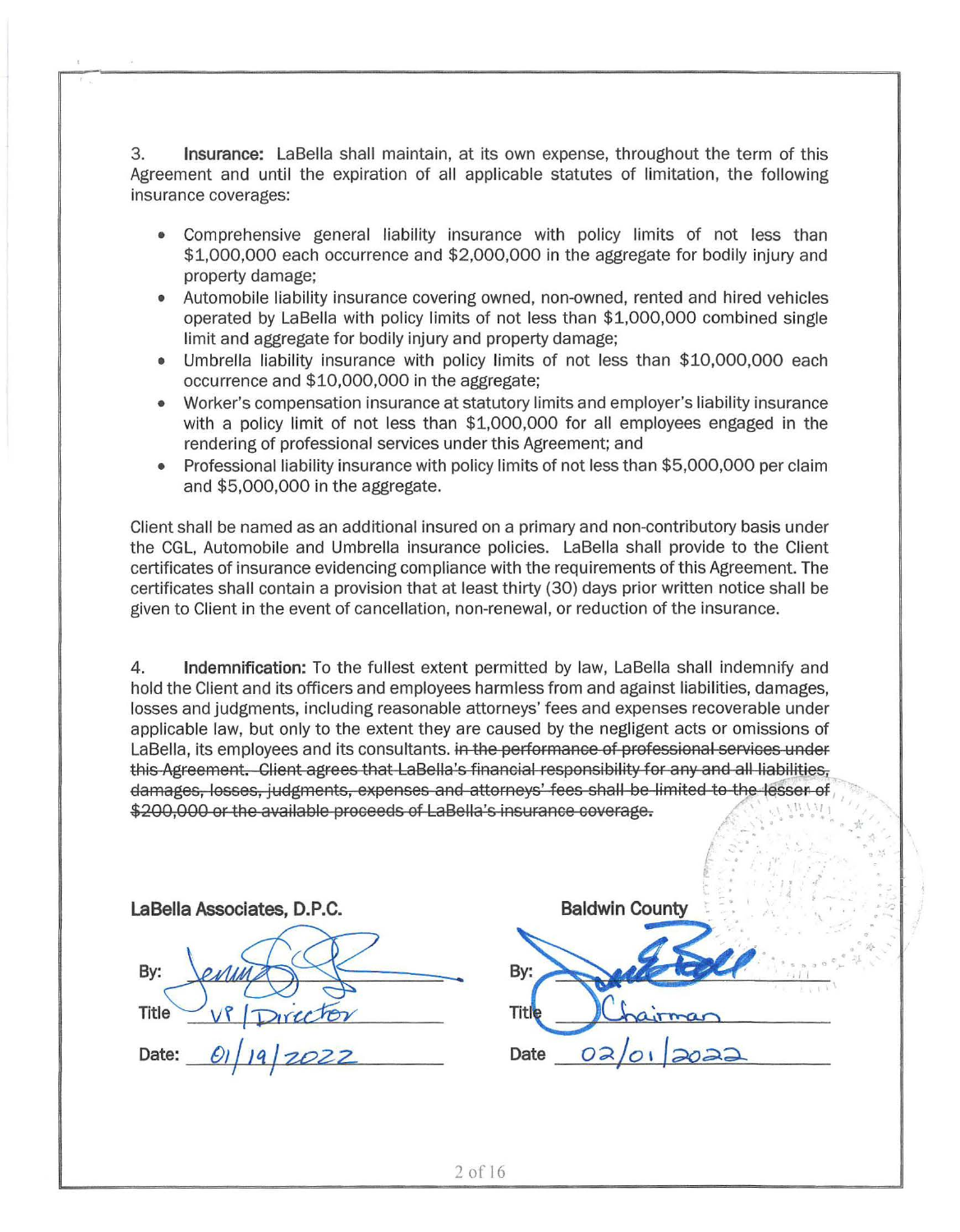3. **Insurance:** LaBella shall maintain, at its own expense, throughout the term of this Agreement and until the expiration of all applicable statutes of limitation, the following insurance coverages:

- Comprehensive general liability insurance with policy limits of not less than $1,000,000 each occurrence and $2,000,000 in the aggregate for bodily injury and property damage;
- Automobile liability insurance covering owned, non-owned, rented and hired vehicles operated by LaBella with policy limits of not less than $1,000,000 combined single limit and aggregate for bodily injury and property damage;
- Umbrella liability insurance with policy limits of not less than $10,000,000 each occurrence and $10,000,000 in the aggregate;
- Worker's compensation insurance at statutory limits and employer's liability insurance with a policy limit of not less than $1,000,000 for all employees engaged in the rendering of professional services under this Agreement; and
- Professional liability insurance with policy limits of not less than $5,000,000 per claim and $5,000,000 in the aggregate.

Client shall be named as an additional insured on a primary and non-contributory basis under the CGL, Automobile and Umbrella insurance policies. LaBella shall provide to the Client certificates of insurance evidencing compliance with the requirements of this Agreement. The certificates shall contain a provision that at least thirty (30) days prior written notice shall be given to Client in the event of cancellation, non-renewal, or reduction of the insurance.

4. **Indemnification:** To the fullest extent permitted by law, LaBella shall indemnify and hold the Client and its officers and employees harmless from and against liabilities, damages, losses and judgments, including reasonable attorneys' fees and expenses recoverable under applicable law, but only to the extent they are caused by the negligent acts or omissions of LaBella, its employees and its consultants. ~~in the performance of professional services under this Agreement. Client agrees that LaBella's financial responsibility for any and all liabilities, damages, losses, judgments, expenses and attorneys' fees shall be limited to the lesser of $200,000 or the available proceeds of LaBella's insurance coverage.~~

| **LaBella Associates, D.P.C.** | **Baldwin County** |
|---|---|
| By: [signature] | By: [signature] |
| Title: VP / Director | Title: Chairman |
| Date: 01/19/2022 | Date: 02/01/2022 |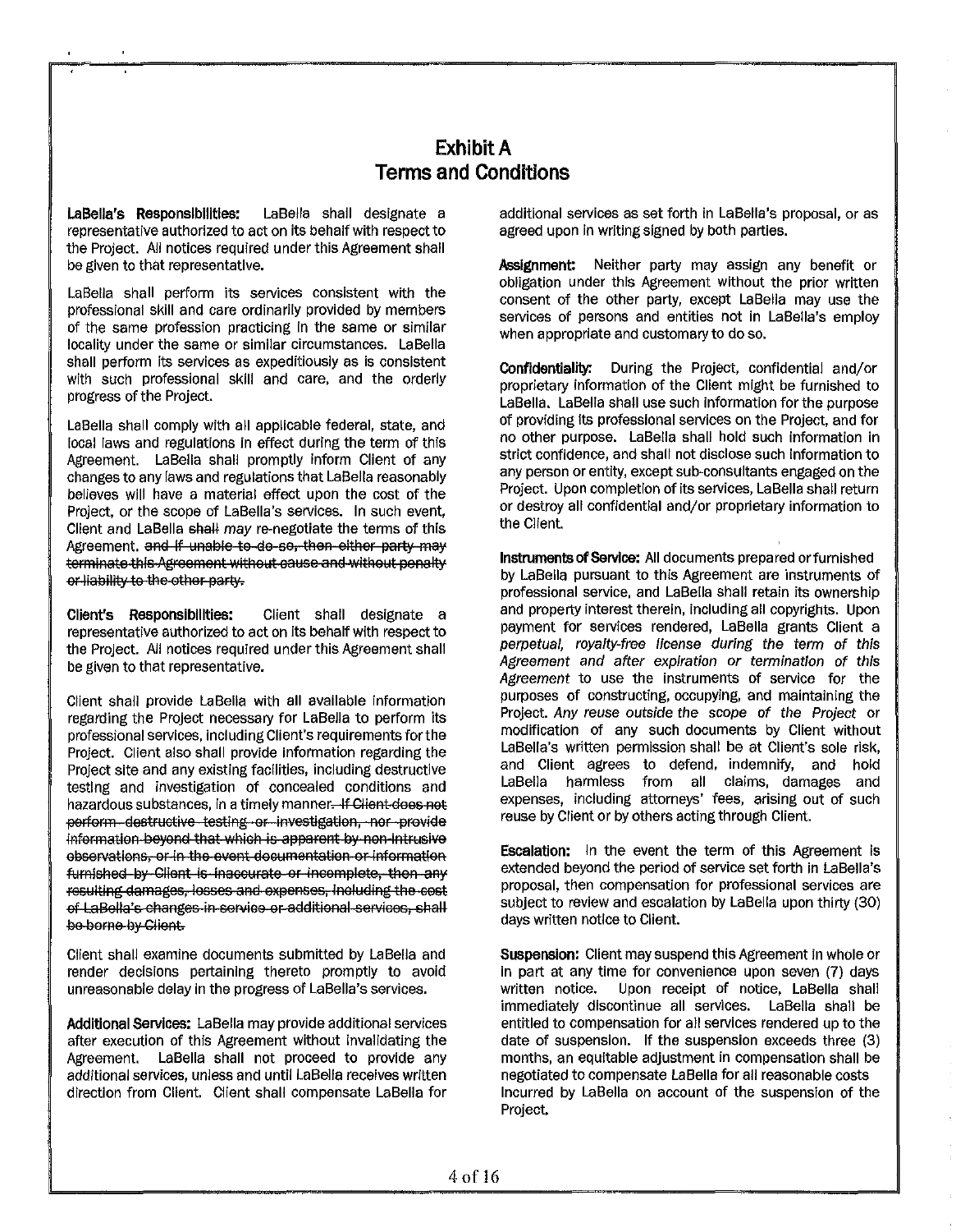# Exhibit A
# Terms and Conditions

**LaBella's Responsibilities:** LaBella shall designate a representative authorized to act on its behalf with respect to the Project. All notices required under this Agreement shall be given to that representative.

LaBella shall perform its services consistent with the professional skill and care ordinarily provided by members of the same profession practicing in the same or similar locality under the same or similar circumstances. LaBella shall perform its services as expeditiously as is consistent with such professional skill and care, and the orderly progress of the Project.

LaBella shall comply with all applicable federal, state, and local laws and regulations in effect during the term of this Agreement. LaBella shall promptly inform Client of any changes to any laws and regulations that LaBella reasonably believes will have a material effect upon the cost of the Project, or the scope of LaBella's services. In such event, Client and LaBella ~~shall~~ *may* re-negotiate the terms of this Agreement. ~~and if unable to do so, then either party may terminate this Agreement without cause and without penalty or liability to the other party.~~

**Client's Responsibilities:** Client shall designate a representative authorized to act on its behalf with respect to the Project. All notices required under this Agreement shall be given to that representative.

Client shall provide LaBella with all available information regarding the Project necessary for LaBella to perform its professional services, including Client's requirements for the Project. Client also shall provide information regarding the Project site and any existing facilities, including destructive testing and investigation of concealed conditions and hazardous substances, in a timely manner. ~~If Client does not perform destructive testing or investigation, nor provide information beyond that which is apparent by non-intrusive observations, or in the event documentation or information furnished by Client is inaccurate or incomplete, then any resulting damages, losses and expenses, including the cost of LaBella's changes in service or additional services, shall be borne by Client.~~

Client shall examine documents submitted by LaBella and render decisions pertaining thereto promptly to avoid unreasonable delay in the progress of LaBella's services.

**Additional Services:** LaBella may provide additional services after execution of this Agreement without invalidating the Agreement. LaBella shall not proceed to provide any additional services, unless and until LaBella receives written direction from Client. Client shall compensate LaBella for additional services as set forth in LaBella's proposal, or as agreed upon in writing signed by both parties.

**Assignment:** Neither party may assign any benefit or obligation under this Agreement without the prior written consent of the other party, except LaBella may use the services of persons and entities not in LaBella's employ when appropriate and customary to do so.

**Confidentiality:** During the Project, confidential and/or proprietary information of the Client might be furnished to LaBella. LaBella shall use such information for the purpose of providing its professional services on the Project, and for no other purpose. LaBella shall hold such information in strict confidence, and shall not disclose such information to any person or entity, except sub-consultants engaged on the Project. Upon completion of its services, LaBella shall return or destroy all confidential and/or proprietary information to the Client.

**Instruments of Service:** All documents prepared or furnished by LaBella pursuant to this Agreement are instruments of professional service, and LaBella shall retain its ownership and property interest therein, including all copyrights. Upon payment for services rendered, LaBella grants Client a *perpetual, royalty-free license during the term of this Agreement and after expiration or termination of this Agreement* to use the instruments of service for the purposes of constructing, occupying, and maintaining the Project. *Any reuse outside the scope of the Project* or modification of any such documents by Client without LaBella's written permission shall be at Client's sole risk, and Client agrees to defend, indemnify, and hold LaBella harmless from all claims, damages and expenses, including attorneys' fees, arising out of such reuse by Client or by others acting through Client.

**Escalation:** In the event the term of this Agreement is extended beyond the period of service set forth in LaBella's proposal, then compensation for professional services are subject to review and escalation by LaBella upon thirty (30) days written notice to Client.

**Suspension:** Client may suspend this Agreement in whole or in part at any time for convenience upon seven (7) days written notice. Upon receipt of notice, LaBella shall immediately discontinue all services. LaBella shall be entitled to compensation for all services rendered up to the date of suspension. If the suspension exceeds three (3) months, an equitable adjustment in compensation shall be negotiated to compensate LaBella for all reasonable costs incurred by LaBella on account of the suspension of the Project.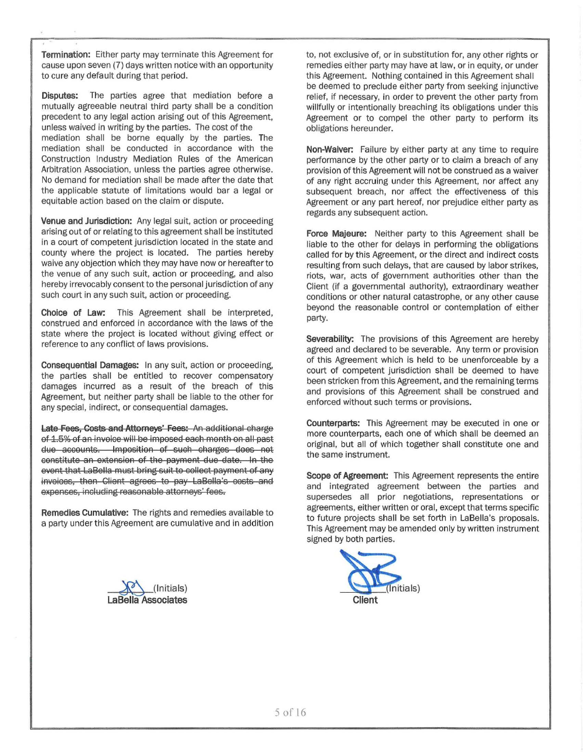**Termination:** Either party may terminate this Agreement for cause upon seven (7) days written notice with an opportunity to cure any default during that period.

**Disputes:** The parties agree that mediation before a mutually agreeable neutral third party shall be a condition precedent to any legal action arising out of this Agreement, unless waived in writing by the parties. The cost of the mediation shall be borne equally by the parties. The mediation shall be conducted in accordance with the Construction Industry Mediation Rules of the American Arbitration Association, unless the parties agree otherwise. No demand for mediation shall be made after the date that the applicable statute of limitations would bar a legal or equitable action based on the claim or dispute.

**Venue and Jurisdiction:** Any legal suit, action or proceeding arising out of or relating to this agreement shall be instituted in a court of competent jurisdiction located in the state and county where the project is located. The parties hereby waive any objection which they may have now or hereafter to the venue of any such suit, action or proceeding, and also hereby irrevocably consent to the personal jurisdiction of any such court in any such suit, action or proceeding.

**Choice of Law:** This Agreement shall be interpreted, construed and enforced in accordance with the laws of the state where the project is located without giving effect or reference to any conflict of laws provisions.

**Consequential Damages:** In any suit, action or proceeding, the parties shall be entitled to recover compensatory damages incurred as a result of the breach of this Agreement, but neither party shall be liable to the other for any special, indirect, or consequential damages.

~~**Late Fees, Costs and Attorneys' Fees:** An additional charge of 1.5% of an invoice will be imposed each month on all past due accounts. Imposition of such charges does not constitute an extension of the payment due date. In the event that LaBella must bring suit to collect payment of any invoices, then Client agrees to pay LaBella's costs and expenses, including reasonable attorneys' fees.~~

**Remedies Cumulative:** The rights and remedies available to a party under this Agreement are cumulative and in addition to, not exclusive of, or in substitution for, any other rights or remedies either party may have at law, or in equity, or under this Agreement. Nothing contained in this Agreement shall be deemed to preclude either party from seeking injunctive relief, if necessary, in order to prevent the other party from willfully or intentionally breaching its obligations under this Agreement or to compel the other party to perform its obligations hereunder.

**Non-Waiver:** Failure by either party at any time to require performance by the other party or to claim a breach of any provision of this Agreement will not be construed as a waiver of any right accruing under this Agreement, nor affect any subsequent breach, nor affect the effectiveness of this Agreement or any part hereof, nor prejudice either party as regards any subsequent action.

**Force Majeure:** Neither party to this Agreement shall be liable to the other for delays in performing the obligations called for by this Agreement, or the direct and indirect costs resulting from such delays, that are caused by labor strikes, riots, war, acts of government authorities other than the Client (if a governmental authority), extraordinary weather conditions or other natural catastrophe, or any other cause beyond the reasonable control or contemplation of either party.

**Severability:** The provisions of this Agreement are hereby agreed and declared to be severable. Any term or provision of this Agreement which is held to be unenforceable by a court of competent jurisdiction shall be deemed to have been stricken from this Agreement, and the remaining terms and provisions of this Agreement shall be construed and enforced without such terms or provisions.

**Counterparts:** This Agreement may be executed in one or more counterparts, each one of which shall be deemed an original, but all of which together shall constitute one and the same instrument.

**Scope of Agreement:** This Agreement represents the entire and integrated agreement between the parties and supersedes all prior negotiations, representations or agreements, either written or oral, except that terms specific to future projects shall be set forth in LaBella's proposals. This Agreement may be amended only by written instrument signed by both parties.

_______(Initials)
**LaBella Associates**

_______(Initials)
**Client**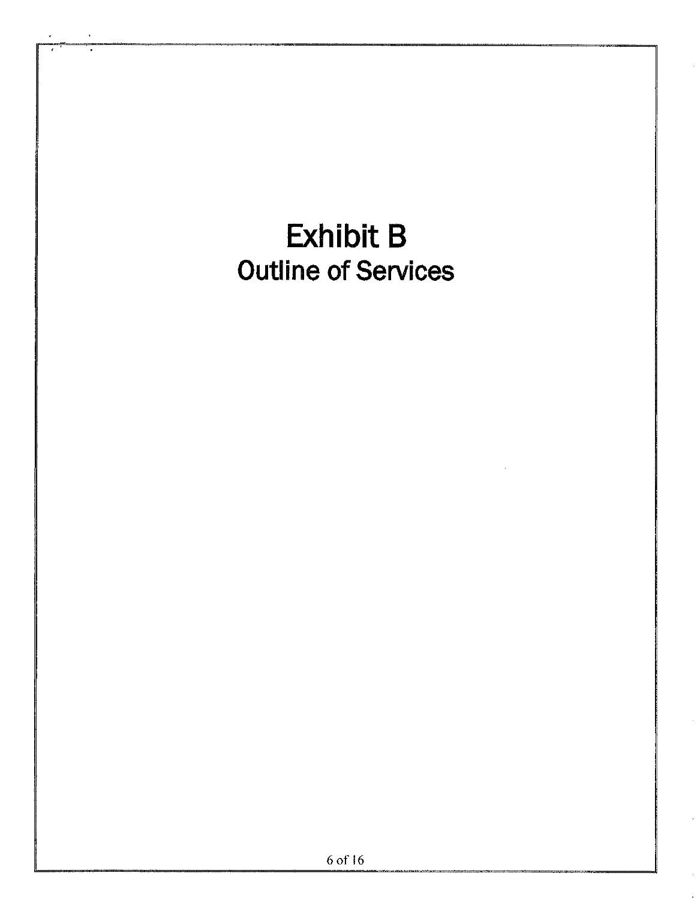# Exhibit B

## Outline of Services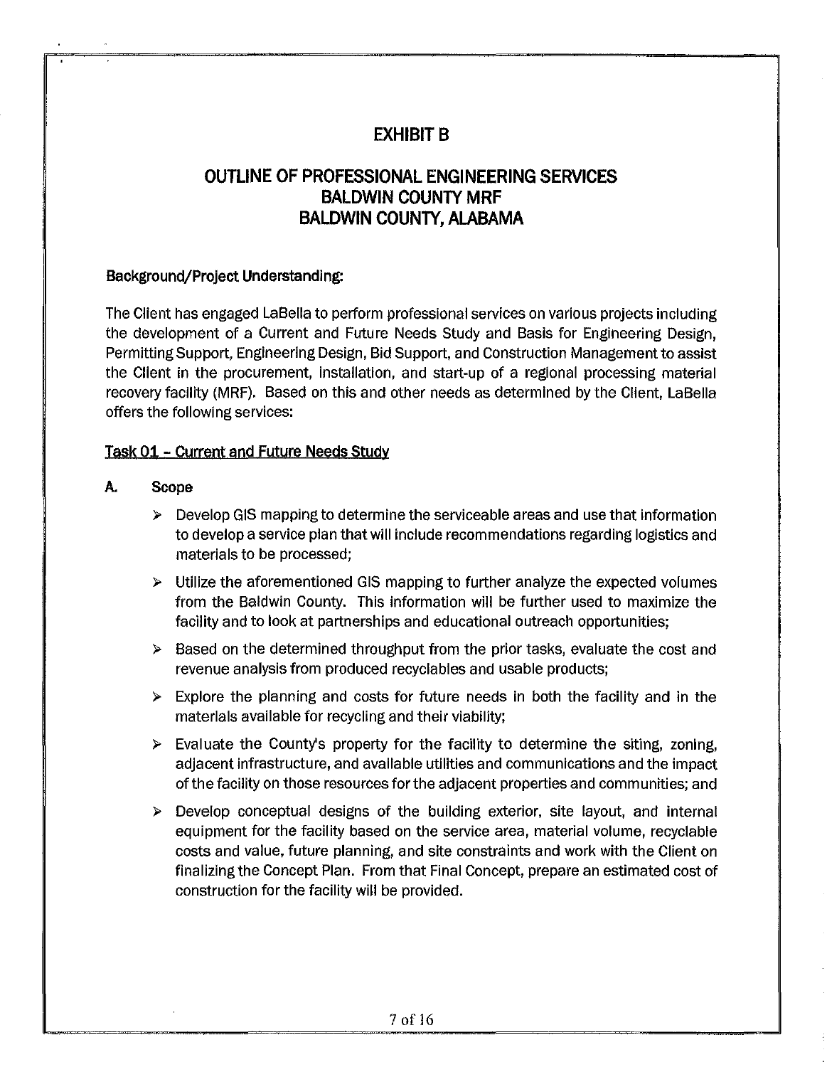# EXHIBIT B

## OUTLINE OF PROFESSIONAL ENGINEERING SERVICES
## BALDWIN COUNTY MRF
## BALDWIN COUNTY, ALABAMA

**Background/Project Understanding:**

The Client has engaged LaBella to perform professional services on various projects including the development of a Current and Future Needs Study and Basis for Engineering Design, Permitting Support, Engineering Design, Bid Support, and Construction Management to assist the Client in the procurement, installation, and start-up of a regional processing material recovery facility (MRF). Based on this and other needs as determined by the Client, LaBella offers the following services:

<u>Task 01 - Current and Future Needs Study</u>

**A. Scope**

- Develop GIS mapping to determine the serviceable areas and use that information to develop a service plan that will include recommendations regarding logistics and materials to be processed;
- Utilize the aforementioned GIS mapping to further analyze the expected volumes from the Baldwin County. This information will be further used to maximize the facility and to look at partnerships and educational outreach opportunities;
- Based on the determined throughput from the prior tasks, evaluate the cost and revenue analysis from produced recyclables and usable products;
- Explore the planning and costs for future needs in both the facility and in the materials available for recycling and their viability;
- Evaluate the County's property for the facility to determine the siting, zoning, adjacent infrastructure, and available utilities and communications and the impact of the facility on those resources for the adjacent properties and communities; and
- Develop conceptual designs of the building exterior, site layout, and internal equipment for the facility based on the service area, material volume, recyclable costs and value, future planning, and site constraints and work with the Client on finalizing the Concept Plan. From that Final Concept, prepare an estimated cost of construction for the facility will be provided.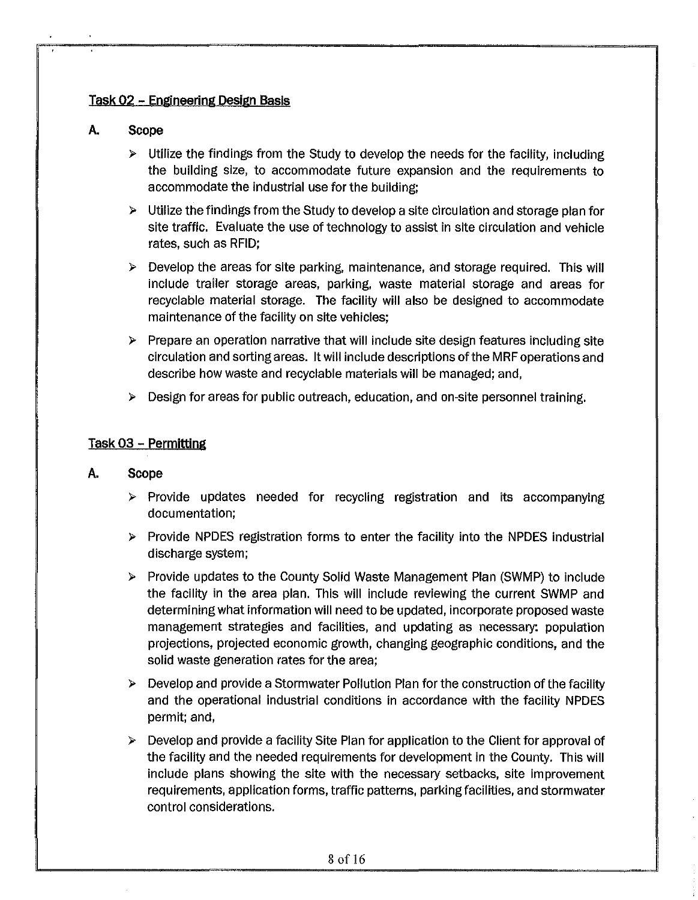## Task 02 – Engineering Design Basis

### A. Scope

- Utilize the findings from the Study to develop the needs for the facility, including the building size, to accommodate future expansion and the requirements to accommodate the industrial use for the building;
- Utilize the findings from the Study to develop a site circulation and storage plan for site traffic. Evaluate the use of technology to assist in site circulation and vehicle rates, such as RFID;
- Develop the areas for site parking, maintenance, and storage required. This will include trailer storage areas, parking, waste material storage and areas for recyclable material storage. The facility will also be designed to accommodate maintenance of the facility on site vehicles;
- Prepare an operation narrative that will include site design features including site circulation and sorting areas. It will include descriptions of the MRF operations and describe how waste and recyclable materials will be managed; and,
- Design for areas for public outreach, education, and on-site personnel training.

## Task 03 – Permitting

### A. Scope

- Provide updates needed for recycling registration and its accompanying documentation;
- Provide NPDES registration forms to enter the facility into the NPDES industrial discharge system;
- Provide updates to the County Solid Waste Management Plan (SWMP) to include the facility in the area plan. This will include reviewing the current SWMP and determining what information will need to be updated, incorporate proposed waste management strategies and facilities, and updating as necessary: population projections, projected economic growth, changing geographic conditions, and the solid waste generation rates for the area;
- Develop and provide a Stormwater Pollution Plan for the construction of the facility and the operational industrial conditions in accordance with the facility NPDES permit; and,
- Develop and provide a facility Site Plan for application to the Client for approval of the facility and the needed requirements for development in the County. This will include plans showing the site with the necessary setbacks, site improvement requirements, application forms, traffic patterns, parking facilities, and stormwater control considerations.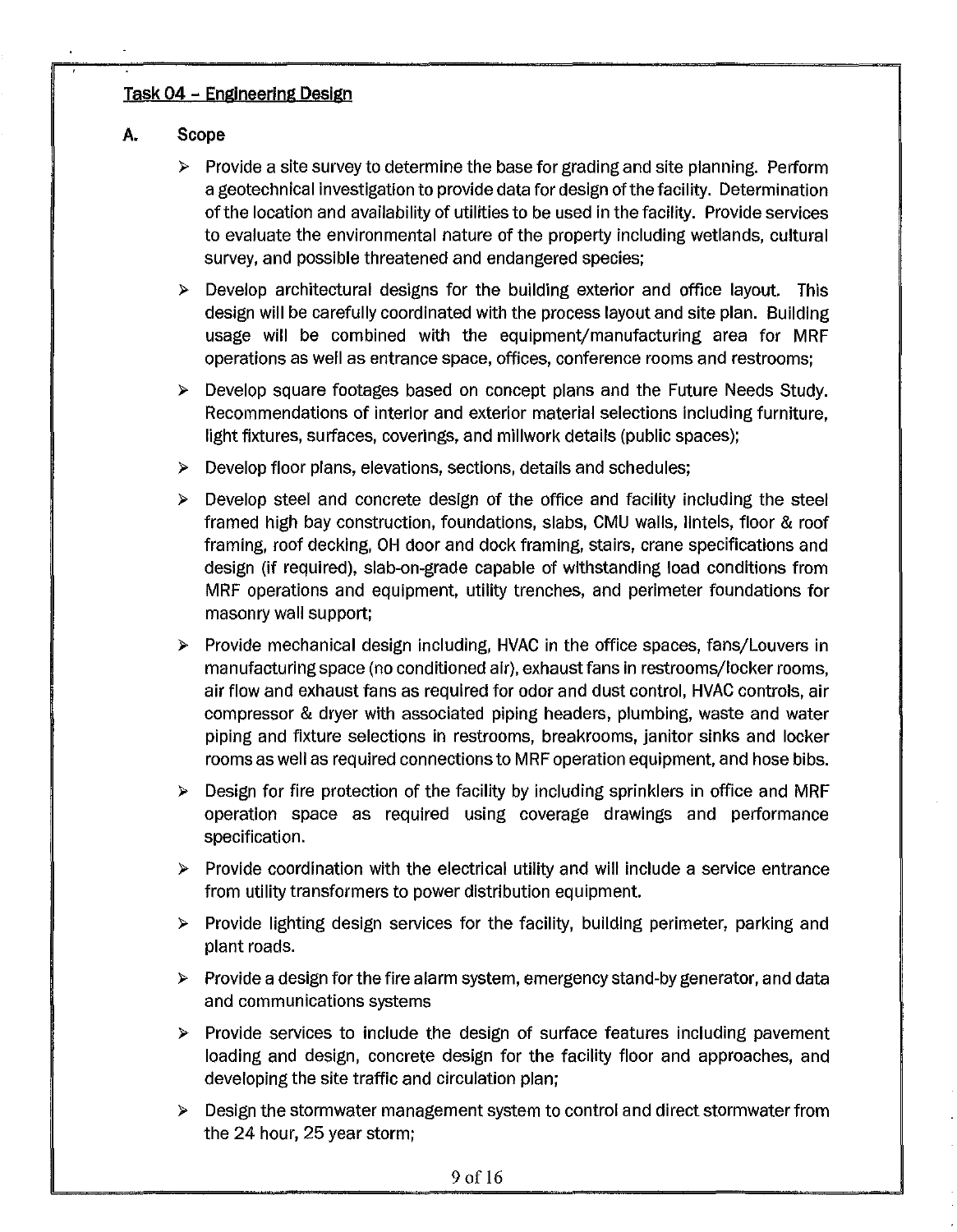## Task 04 – Engineering Design

### A. Scope

- Provide a site survey to determine the base for grading and site planning. Perform a geotechnical investigation to provide data for design of the facility. Determination of the location and availability of utilities to be used in the facility. Provide services to evaluate the environmental nature of the property including wetlands, cultural survey, and possible threatened and endangered species;
- Develop architectural designs for the building exterior and office layout. This design will be carefully coordinated with the process layout and site plan. Building usage will be combined with the equipment/manufacturing area for MRF operations as well as entrance space, offices, conference rooms and restrooms;
- Develop square footages based on concept plans and the Future Needs Study. Recommendations of interior and exterior material selections including furniture, light fixtures, surfaces, coverings, and millwork details (public spaces);
- Develop floor plans, elevations, sections, details and schedules;
- Develop steel and concrete design of the office and facility including the steel framed high bay construction, foundations, slabs, CMU walls, lintels, floor & roof framing, roof decking, OH door and dock framing, stairs, crane specifications and design (if required), slab-on-grade capable of withstanding load conditions from MRF operations and equipment, utility trenches, and perimeter foundations for masonry wall support;
- Provide mechanical design including, HVAC in the office spaces, fans/Louvers in manufacturing space (no conditioned air), exhaust fans in restrooms/locker rooms, air flow and exhaust fans as required for odor and dust control, HVAC controls, air compressor & dryer with associated piping headers, plumbing, waste and water piping and fixture selections in restrooms, breakrooms, janitor sinks and locker rooms as well as required connections to MRF operation equipment, and hose bibs.
- Design for fire protection of the facility by including sprinklers in office and MRF operation space as required using coverage drawings and performance specification.
- Provide coordination with the electrical utility and will include a service entrance from utility transformers to power distribution equipment.
- Provide lighting design services for the facility, building perimeter, parking and plant roads.
- Provide a design for the fire alarm system, emergency stand-by generator, and data and communications systems
- Provide services to include the design of surface features including pavement loading and design, concrete design for the facility floor and approaches, and developing the site traffic and circulation plan;
- Design the stormwater management system to control and direct stormwater from the 24 hour, 25 year storm;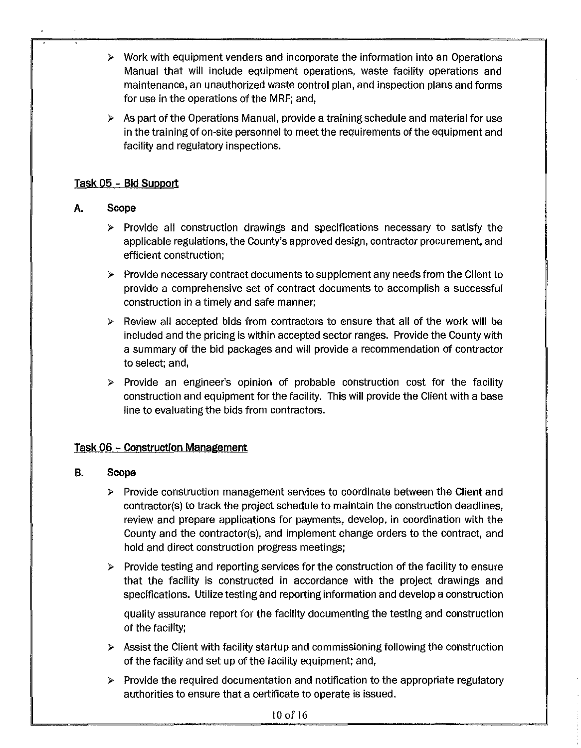- Work with equipment venders and incorporate the information into an Operations Manual that will include equipment operations, waste facility operations and maintenance, an unauthorized waste control plan, and inspection plans and forms for use in the operations of the MRF; and,
- As part of the Operations Manual, provide a training schedule and material for use in the training of on-site personnel to meet the requirements of the equipment and facility and regulatory inspections.

## Task 05 - Bid Support

**A. Scope**

- Provide all construction drawings and specifications necessary to satisfy the applicable regulations, the County's approved design, contractor procurement, and efficient construction;
- Provide necessary contract documents to supplement any needs from the Client to provide a comprehensive set of contract documents to accomplish a successful construction in a timely and safe manner;
- Review all accepted bids from contractors to ensure that all of the work will be included and the pricing is within accepted sector ranges. Provide the County with a summary of the bid packages and will provide a recommendation of contractor to select; and,
- Provide an engineer's opinion of probable construction cost for the facility construction and equipment for the facility. This will provide the Client with a base line to evaluating the bids from contractors.

## Task 06 - Construction Management

**B. Scope**

- Provide construction management services to coordinate between the Client and contractor(s) to track the project schedule to maintain the construction deadlines, review and prepare applications for payments, develop, in coordination with the County and the contractor(s), and implement change orders to the contract, and hold and direct construction progress meetings;
- Provide testing and reporting services for the construction of the facility to ensure that the facility is constructed in accordance with the project drawings and specifications. Utilize testing and reporting information and develop a construction quality assurance report for the facility documenting the testing and construction of the facility;
- Assist the Client with facility startup and commissioning following the construction of the facility and set up of the facility equipment; and,
- Provide the required documentation and notification to the appropriate regulatory authorities to ensure that a certificate to operate is issued.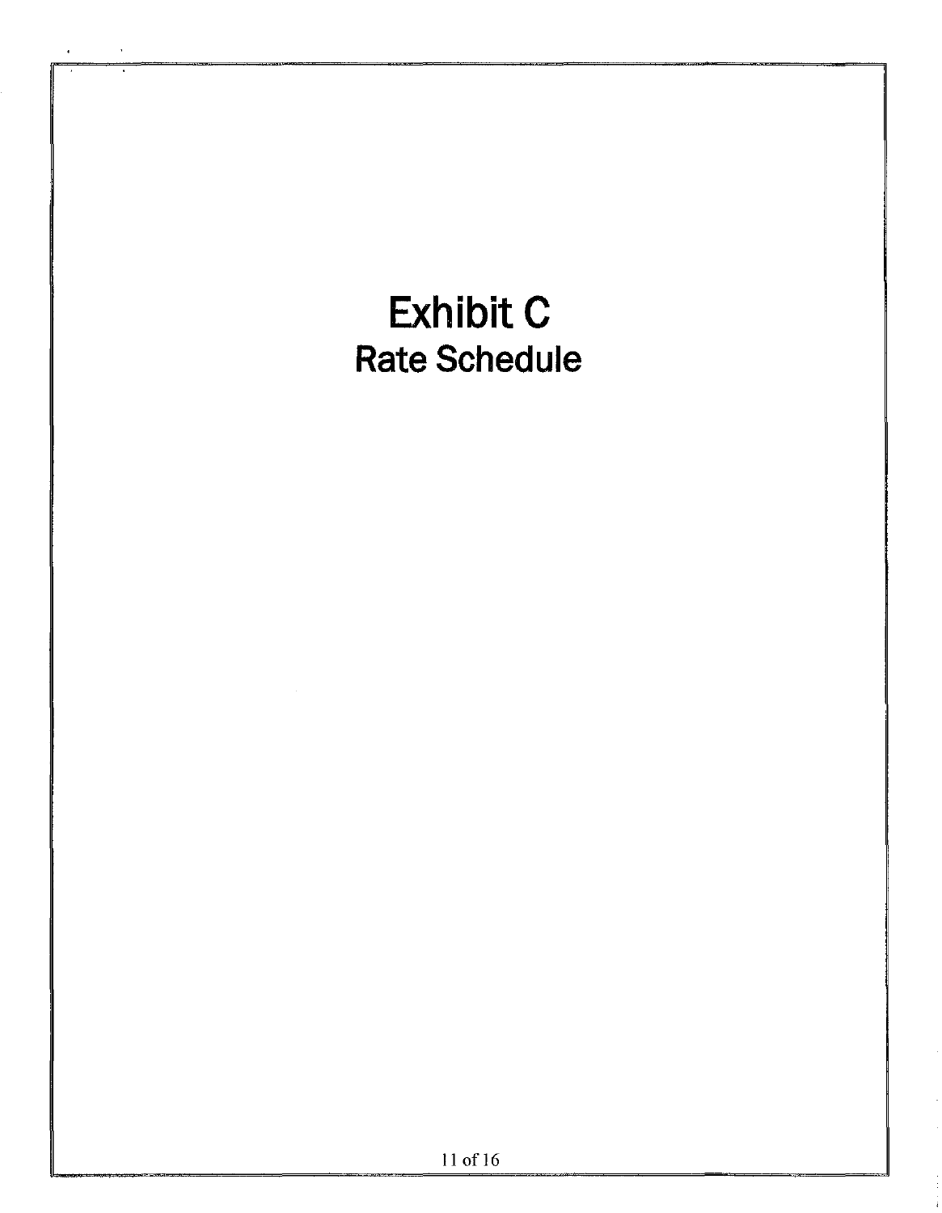# Exhibit C

## Rate Schedule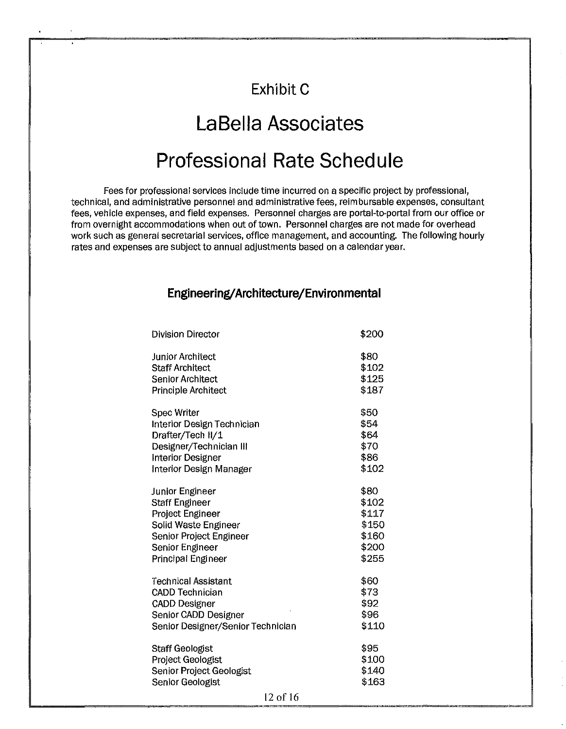# Exhibit C

# LaBella Associates

# Professional Rate Schedule

Fees for professional services include time incurred on a specific project by professional, technical, and administrative personnel and administrative fees, reimbursable expenses, consultant fees, vehicle expenses, and field expenses. Personnel charges are portal-to-portal from our office or from overnight accommodations when out of town. Personnel charges are not made for overhead work such as general secretarial services, office management, and accounting. The following hourly rates and expenses are subject to annual adjustments based on a calendar year.

## Engineering/Architecture/Environmental

| Position | Rate |
|---|---|
| Division Director | $200 |
| | |
| Junior Architect | $80 |
| Staff Architect | $102 |
| Senior Architect | $125 |
| Principle Architect | $187 |
| | |
| Spec Writer | $50 |
| Interior Design Technician | $54 |
| Drafter/Tech II/1 | $64 |
| Designer/Technician III | $70 |
| Interior Designer | $86 |
| Interior Design Manager | $102 |
| | |
| Junior Engineer | $80 |
| Staff Engineer | $102 |
| Project Engineer | $117 |
| Solid Waste Engineer | $150 |
| Senior Project Engineer | $160 |
| Senior Engineer | $200 |
| Principal Engineer | $255 |
| | |
| Technical Assistant | $60 |
| CADD Technician | $73 |
| CADD Designer | $92 |
| Senior CADD Designer | $96 |
| Senior Designer/Senior Technician | $110 |
| | |
| Staff Geologist | $95 |
| Project Geologist | $100 |
| Senior Project Geologist | $140 |
| Senior Geologist | $163 |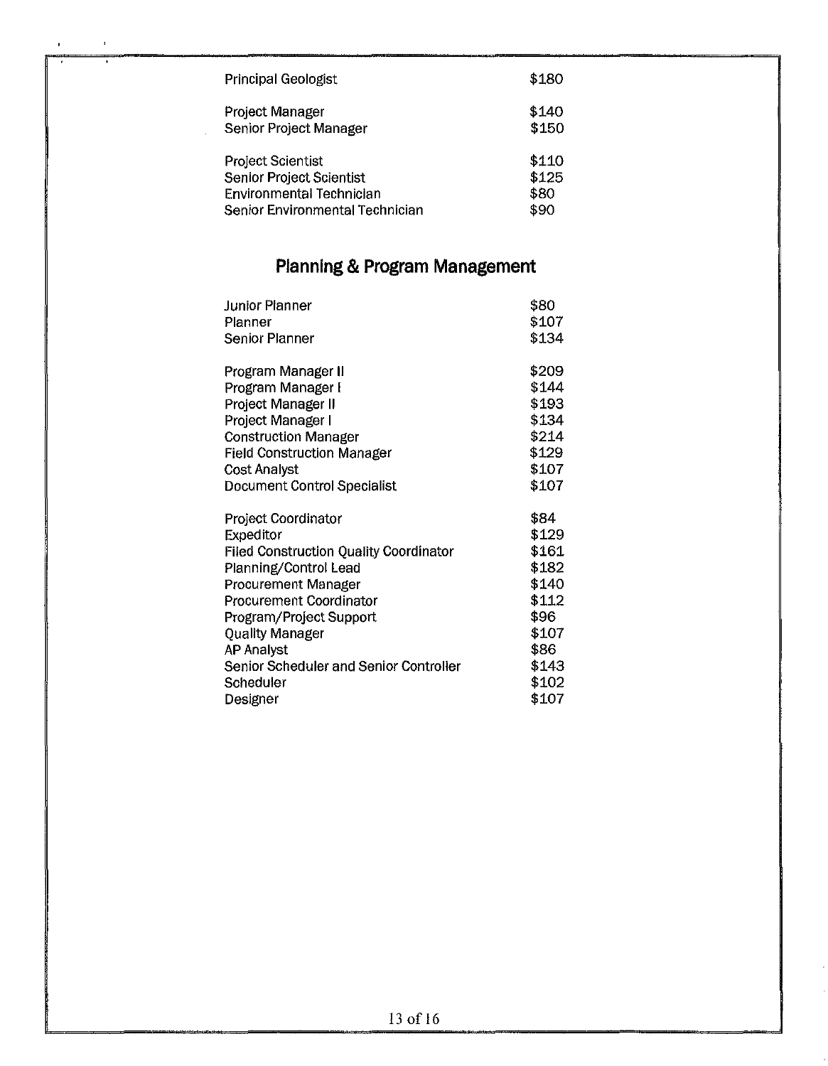| | |
|---|---|
| Principal Geologist | $180 |
| Project Manager | $140 |
| Senior Project Manager | $150 |
| Project Scientist | $110 |
| Senior Project Scientist | $125 |
| Environmental Technician | $80 |
| Senior Environmental Technician | $90 |

## Planning & Program Management

| | |
|---|---|
| Junior Planner | $80 |
| Planner | $107 |
| Senior Planner | $134 |
| Program Manager II | $209 |
| Program Manager I | $144 |
| Project Manager II | $193 |
| Project Manager I | $134 |
| Construction Manager | $214 |
| Field Construction Manager | $129 |
| Cost Analyst | $107 |
| Document Control Specialist | $107 |
| Project Coordinator | $84 |
| Expeditor | $129 |
| Filed Construction Quality Coordinator | $161 |
| Planning/Control Lead | $182 |
| Procurement Manager | $140 |
| Procurement Coordinator | $112 |
| Program/Project Support | $96 |
| Quality Manager | $107 |
| AP Analyst | $86 |
| Senior Scheduler and Senior Controller | $143 |
| Scheduler | $102 |
| Designer | $107 |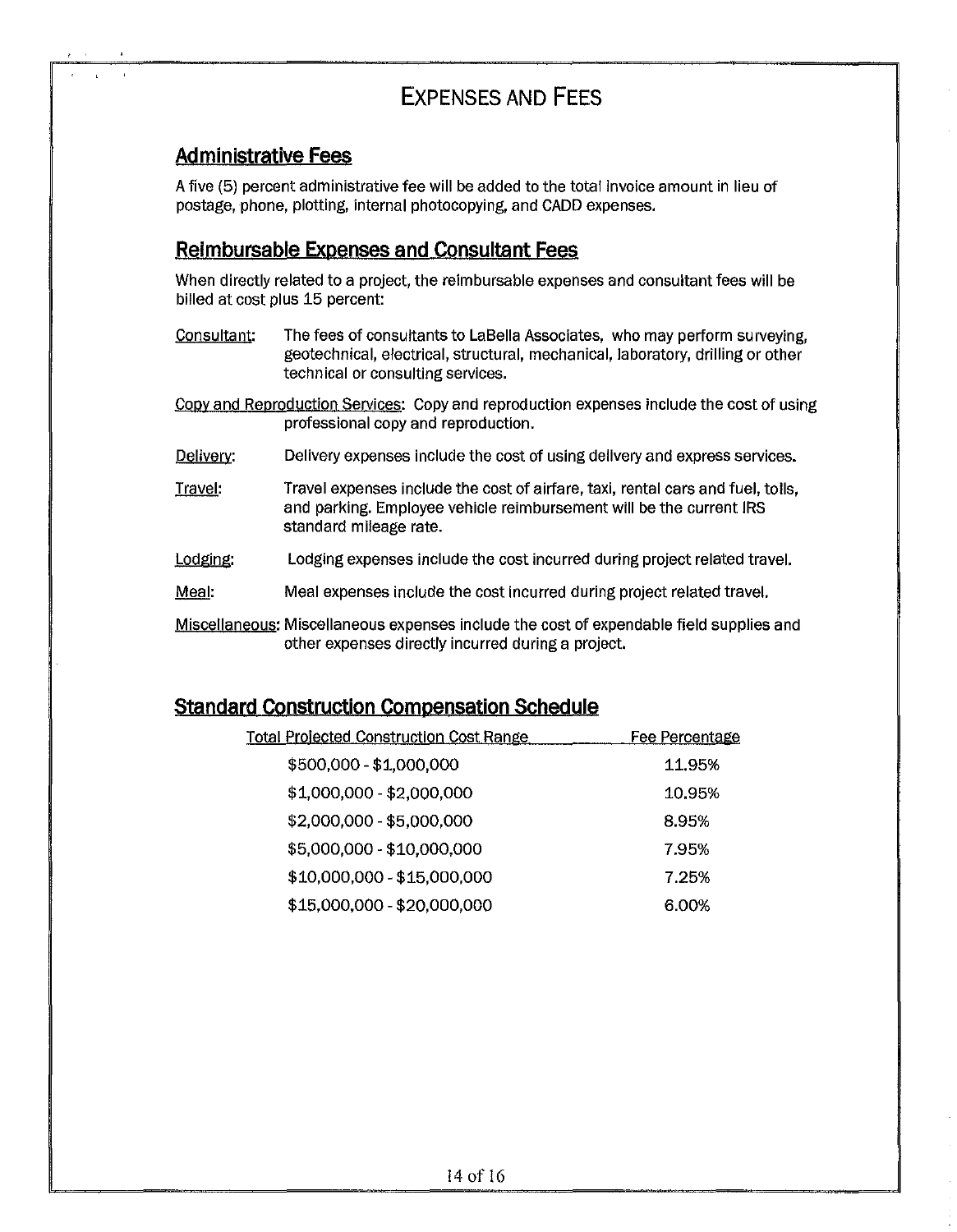# Expenses and Fees

## Administrative Fees

A five (5) percent administrative fee will be added to the total invoice amount in lieu of postage, phone, plotting, internal photocopying, and CADD expenses.

## Reimbursable Expenses and Consultant Fees

When directly related to a project, the reimbursable expenses and consultant fees will be billed at cost plus 15 percent:

Consultant: The fees of consultants to LaBella Associates, who may perform surveying, geotechnical, electrical, structural, mechanical, laboratory, drilling or other technical or consulting services.

Copy and Reproduction Services: Copy and reproduction expenses include the cost of using professional copy and reproduction.

Delivery: Delivery expenses include the cost of using delivery and express services.

Travel: Travel expenses include the cost of airfare, taxi, rental cars and fuel, tolls, and parking. Employee vehicle reimbursement will be the current IRS standard mileage rate.

Lodging: Lodging expenses include the cost incurred during project related travel.

Meal: Meal expenses include the cost incurred during project related travel.

Miscellaneous: Miscellaneous expenses include the cost of expendable field supplies and other expenses directly incurred during a project.

## Standard Construction Compensation Schedule

| Total Projected Construction Cost Range | Fee Percentage |
|---|---|
| $500,000 - $1,000,000 | 11.95% |
| $1,000,000 - $2,000,000 | 10.95% |
| $2,000,000 - $5,000,000 | 8.95% |
| $5,000,000 - $10,000,000 | 7.95% |
| $10,000,000 - $15,000,000 | 7.25% |
| $15,000,000 - $20,000,000 | 6.00% |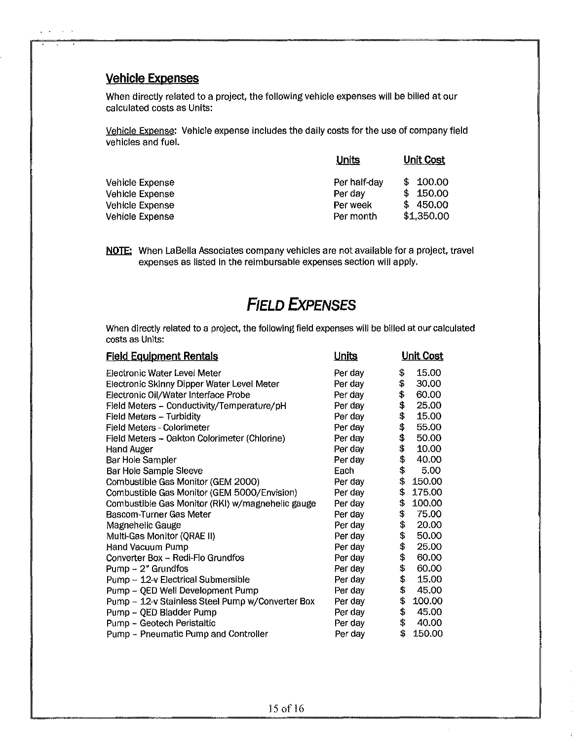## Vehicle Expenses

When directly related to a project, the following vehicle expenses will be billed at our calculated costs as Units:

Vehicle Expense: Vehicle expense includes the daily costs for the use of company field vehicles and fuel.

| | Units | Unit Cost |
|---|---|---|
| Vehicle Expense | Per half-day | $ 100.00 |
| Vehicle Expense | Per day | $ 150.00 |
| Vehicle Expense | Per week | $ 450.00 |
| Vehicle Expense | Per month | $1,350.00 |

**NOTE:** When LaBella Associates company vehicles are not available for a project, travel expenses as listed in the reimbursable expenses section will apply.

# *FIELD EXPENSES*

When directly related to a project, the following field expenses will be billed at our calculated costs as Units:

| Field Equipment Rentals | Units | Unit Cost |
|---|---|---|
| Electronic Water Level Meter | Per day | $ 15.00 |
| Electronic Skinny Dipper Water Level Meter | Per day | $ 30.00 |
| Electronic Oil/Water Interface Probe | Per day | $ 60.00 |
| Field Meters – Conductivity/Temperature/pH | Per day | $ 25.00 |
| Field Meters – Turbidity | Per day | $ 15.00 |
| Field Meters - Colorimeter | Per day | $ 55.00 |
| Field Meters – Oakton Colorimeter (Chlorine) | Per day | $ 50.00 |
| Hand Auger | Per day | $ 10.00 |
| Bar Hole Sampler | Per day | $ 40.00 |
| Bar Hole Sample Sleeve | Each | $ 5.00 |
| Combustible Gas Monitor (GEM 2000) | Per day | $ 150.00 |
| Combustible Gas Monitor (GEM 5000/Envision) | Per day | $ 175.00 |
| Combustible Gas Monitor (RKI) w/magnehelic gauge | Per day | $ 100.00 |
| Bascom-Turner Gas Meter | Per day | $ 75.00 |
| Magnehelic Gauge | Per day | $ 20.00 |
| Multi-Gas Monitor (QRAE II) | Per day | $ 50.00 |
| Hand Vacuum Pump | Per day | $ 25.00 |
| Converter Box – Redi-Flo Grundfos | Per day | $ 60.00 |
| Pump – 2" Grundfos | Per day | $ 60.00 |
| Pump – 12-v Electrical Submersible | Per day | $ 15.00 |
| Pump – QED Well Development Pump | Per day | $ 45.00 |
| Pump – 12-v Stainless Steel Pump w/Converter Box | Per day | $ 100.00 |
| Pump – QED Bladder Pump | Per day | $ 45.00 |
| Pump – Geotech Peristaltic | Per day | $ 40.00 |
| Pump – Pneumatic Pump and Controller | Per day | $ 150.00 |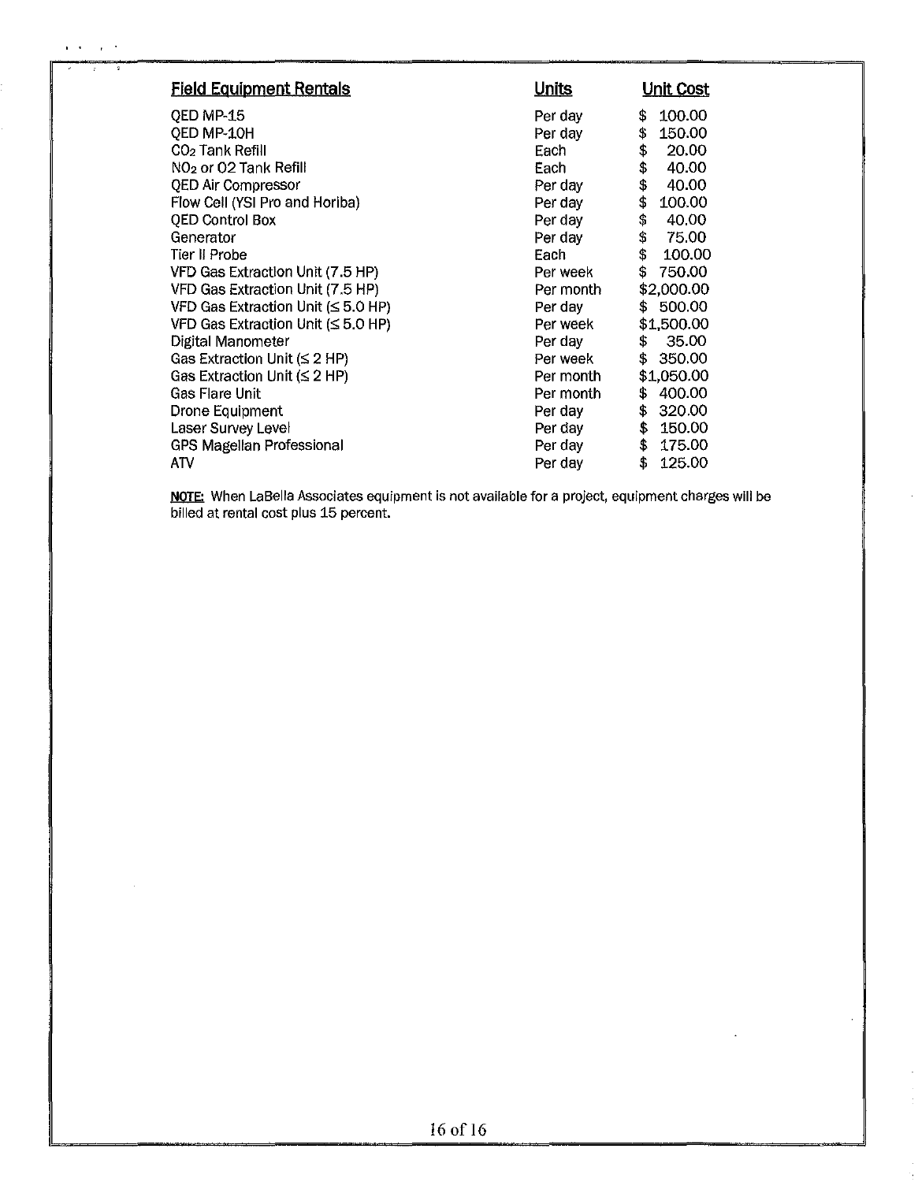| Field Equipment Rentals | Units | Unit Cost |
| --- | --- | --- |
| QED MP-15 | Per day | $ 100.00 |
| QED MP-10H | Per day | $ 150.00 |
| $CO_2$ Tank Refill | Each | $ 20.00 |
| $NO_2$ or O2 Tank Refill | Each | $ 40.00 |
| QED Air Compressor | Per day | $ 40.00 |
| Flow Cell (YSI Pro and Horiba) | Per day | $ 100.00 |
| QED Control Box | Per day | $ 40.00 |
| Generator | Per day | $ 75.00 |
| Tier II Probe | Each | $ 100.00 |
| VFD Gas Extraction Unit (7.5 HP) | Per week | $ 750.00 |
| VFD Gas Extraction Unit (7.5 HP) | Per month | $2,000.00 |
| VFD Gas Extraction Unit (≤ 5.0 HP) | Per day | $ 500.00 |
| VFD Gas Extraction Unit (≤ 5.0 HP) | Per week | $1,500.00 |
| Digital Manometer | Per day | $ 35.00 |
| Gas Extraction Unit (≤ 2 HP) | Per week | $ 350.00 |
| Gas Extraction Unit (≤ 2 HP) | Per month | $1,050.00 |
| Gas Flare Unit | Per month | $ 400.00 |
| Drone Equipment | Per day | $ 320.00 |
| Laser Survey Level | Per day | $ 150.00 |
| GPS Magellan Professional | Per day | $ 175.00 |
| ATV | Per day | $ 125.00 |

**NOTE:** When LaBella Associates equipment is not available for a project, equipment charges will be billed at rental cost plus 15 percent.